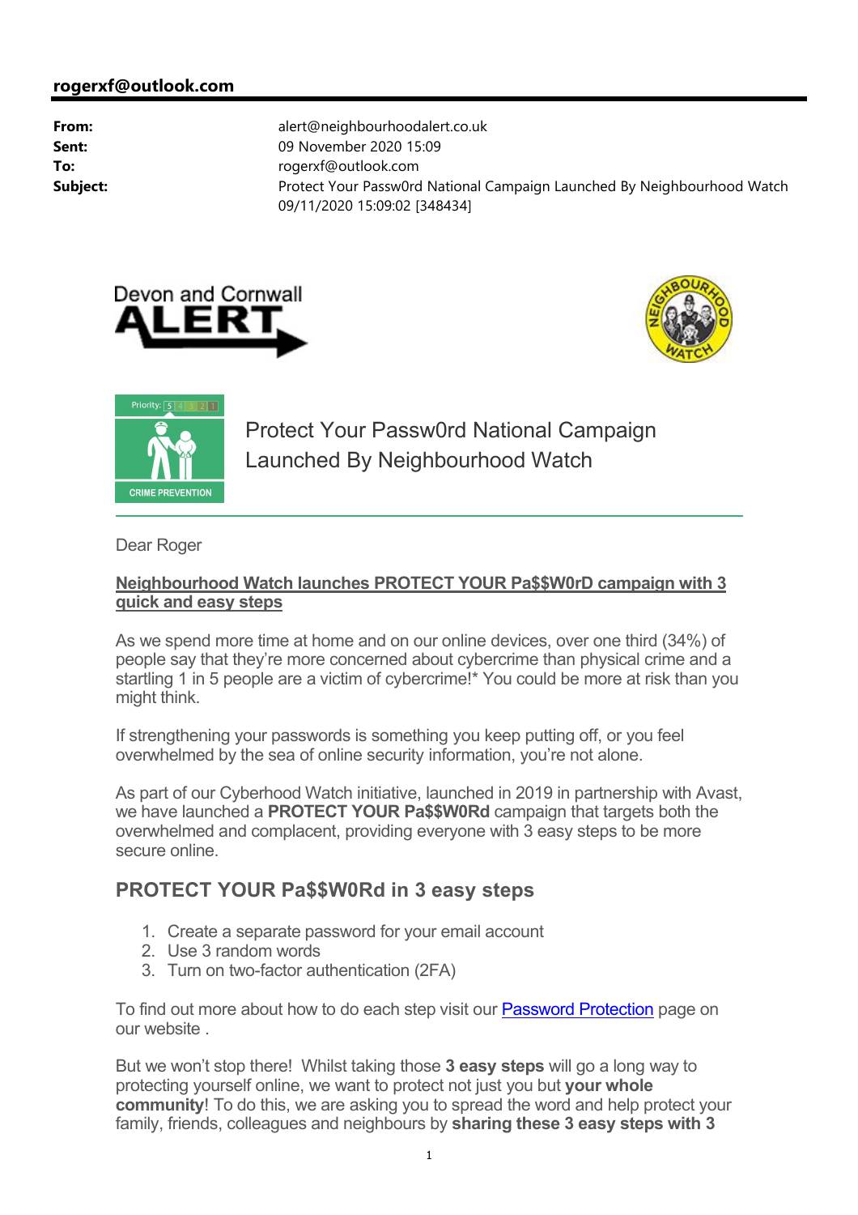**rogerxf@outlook.com**

| | |
|---|---|
| **From:** | alert@neighbourhoodalert.co.uk |
| **Sent:** | 09 November 2020 15:09 |
| **To:** | rogerxf@outlook.com |
| **Subject:** | Protect Your Passw0rd National Campaign Launched By Neighbourhood Watch 09/11/2020 15:09:02 [348434] |

Devon and Cornwall ALERT

NEIGHBOURHOOD WATCH

Priority: 5 4 3 2 1

CRIME PREVENTION

# Protect Your Passw0rd National Campaign Launched By Neighbourhood Watch

Dear Roger

**Neighbourhood Watch launches PROTECT YOUR Pa$$W0rD campaign with 3 quick and easy steps**

As we spend more time at home and on our online devices, over one third (34%) of people say that they're more concerned about cybercrime than physical crime and a startling 1 in 5 people are a victim of cybercrime!* You could be more at risk than you might think.

If strengthening your passwords is something you keep putting off, or you feel overwhelmed by the sea of online security information, you're not alone.

As part of our Cyberhood Watch initiative, launched in 2019 in partnership with Avast, we have launched a **PROTECT YOUR Pa$$W0Rd** campaign that targets both the overwhelmed and complacent, providing everyone with 3 easy steps to be more secure online.

## PROTECT YOUR Pa$$W0Rd in 3 easy steps

1. Create a separate password for your email account
2. Use 3 random words
3. Turn on two-factor authentication (2FA)

To find out more about how to do each step visit our [Password Protection]() page on our website .

But we won't stop there! Whilst taking those **3 easy steps** will go a long way to protecting yourself online, we want to protect not just you but **your whole community**! To do this, we are asking you to spread the word and help protect your family, friends, colleagues and neighbours by **sharing these 3 easy steps with 3**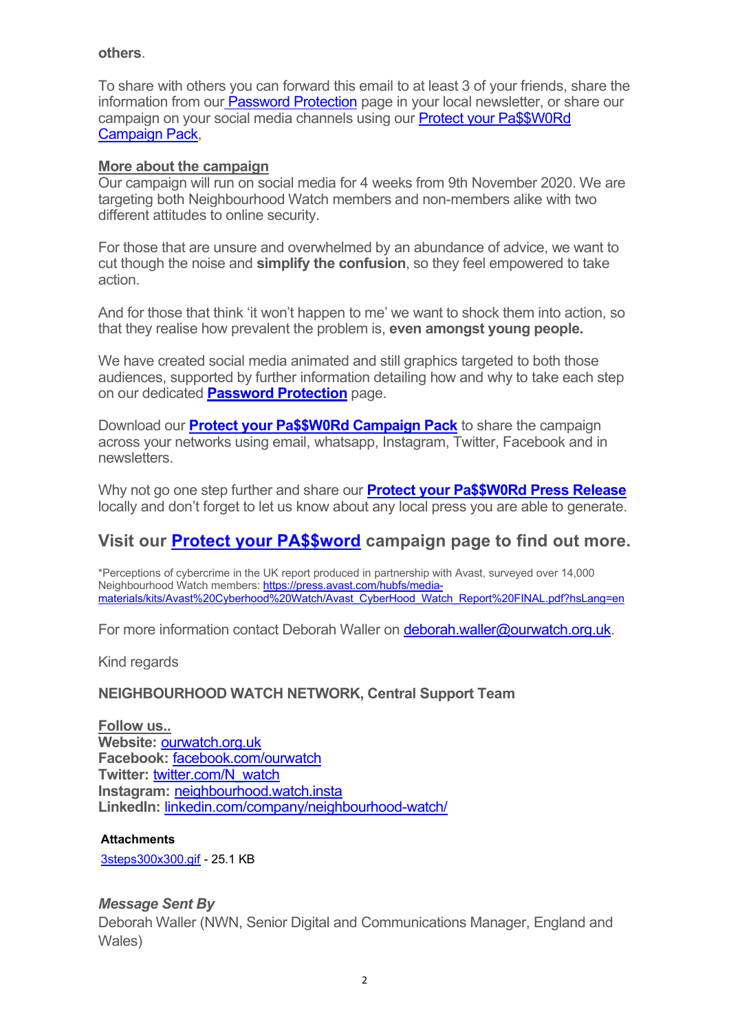**others**.

To share with others you can forward this email to at least 3 of your friends, share the information from our Password Protection page in your local newsletter, or share our campaign on your social media channels using our Protect your Pa$$W0Rd Campaign Pack,

**More about the campaign**
Our campaign will run on social media for 4 weeks from 9th November 2020. We are targeting both Neighbourhood Watch members and non-members alike with two different attitudes to online security.

For those that are unsure and overwhelmed by an abundance of advice, we want to cut though the noise and **simplify the confusion**, so they feel empowered to take action.

And for those that think 'it won't happen to me' we want to shock them into action, so that they realise how prevalent the problem is, **even amongst young people.**

We have created social media animated and still graphics targeted to both those audiences, supported by further information detailing how and why to take each step on our dedicated **Password Protection** page.

Download our **Protect your Pa$$W0Rd Campaign Pack** to share the campaign across your networks using email, whatsapp, Instagram, Twitter, Facebook and in newsletters.

Why not go one step further and share our **Protect your Pa$$W0Rd Press Release** locally and don't forget to let us know about any local press you are able to generate.

## Visit our Protect your PA$$word campaign page to find out more.

*Perceptions of cybercrime in the UK report produced in partnership with Avast, surveyed over 14,000 Neighbourhood Watch members: https://press.avast.com/hubfs/media-materials/kits/Avast%20Cyberhood%20Watch/Avast_CyberHood_Watch_Report%20FINAL.pdf?hsLang=en

For more information contact Deborah Waller on deborah.waller@ourwatch.org.uk.

Kind regards

**NEIGHBOURHOOD WATCH NETWORK, Central Support Team**

**Follow us..**
**Website:** ourwatch.org.uk
**Facebook:** facebook.com/ourwatch
**Twitter:** twitter.com/N_watch
**Instagram:** neighbourhood.watch.insta
**LinkedIn:** linkedin.com/company/neighbourhood-watch/

**Attachments**
3steps300x300.gif - 25.1 KB

***Message Sent By***
Deborah Waller (NWN, Senior Digital and Communications Manager, England and Wales)